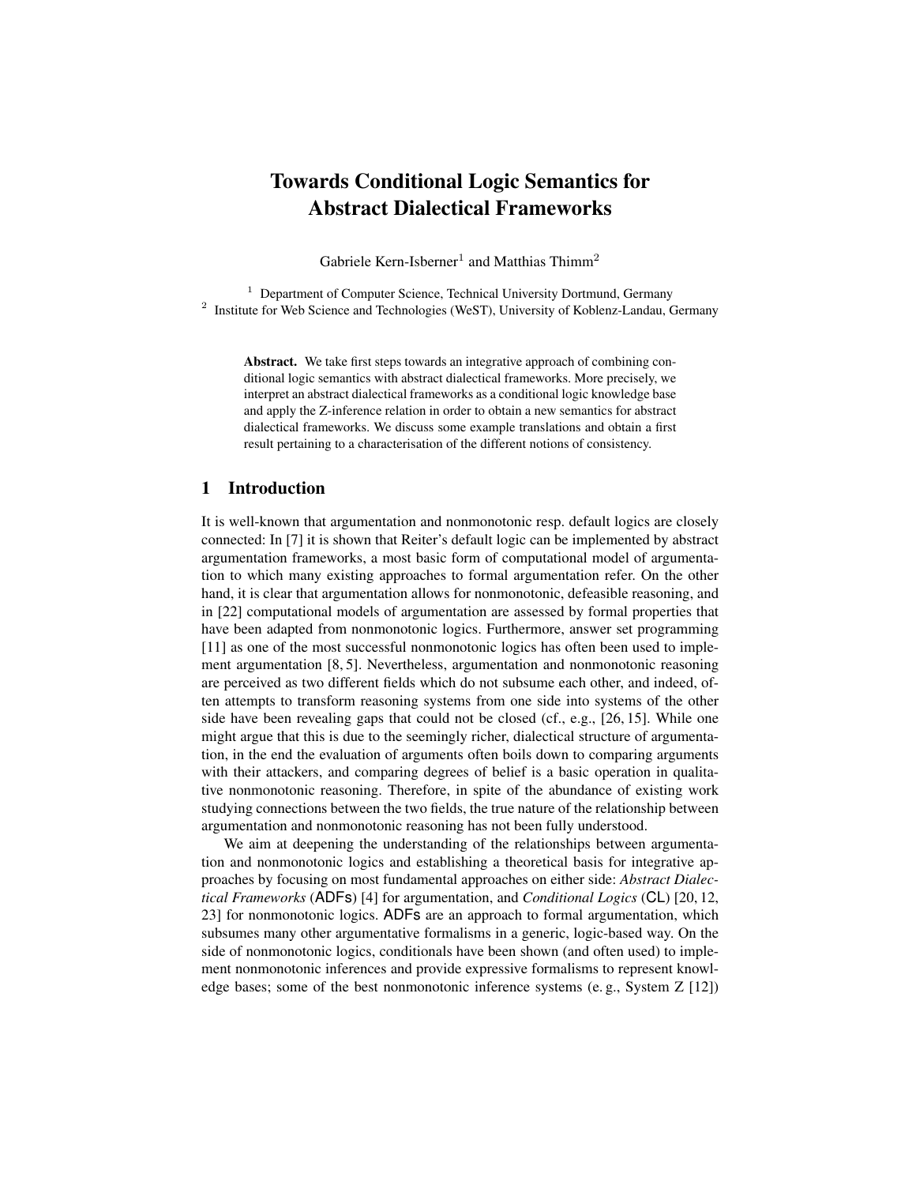# Towards Conditional Logic Semantics for Abstract Dialectical Frameworks

Gabriele Kern-Isberner[1] and Matthias Thimm[2]

[1] Department of Computer Science, Technical University Dortmund, Germany
[2] Institute for Web Science and Technologies (WeST), University of Koblenz-Landau, Germany

**Abstract.** We take first steps towards an integrative approach of combining conditional logic semantics with abstract dialectical frameworks. More precisely, we interpret an abstract dialectical frameworks as a conditional logic knowledge base and apply the Z-inference relation in order to obtain a new semantics for abstract dialectical frameworks. We discuss some example translations and obtain a first result pertaining to a characterisation of the different notions of consistency.

## 1 Introduction

It is well-known that argumentation and nonmonotonic resp. default logics are closely connected: In [7] it is shown that Reiter's default logic can be implemented by abstract argumentation frameworks, a most basic form of computational model of argumentation to which many existing approaches to formal argumentation refer. On the other hand, it is clear that argumentation allows for nonmonotonic, defeasible reasoning, and in [22] computational models of argumentation are assessed by formal properties that have been adapted from nonmonotonic logics. Furthermore, answer set programming [11] as one of the most successful nonmonotonic logics has often been used to implement argumentation [8, 5]. Nevertheless, argumentation and nonmonotonic reasoning are perceived as two different fields which do not subsume each other, and indeed, often attempts to transform reasoning systems from one side into systems of the other side have been revealing gaps that could not be closed (cf., e.g., [26, 15]. While one might argue that this is due to the seemingly richer, dialectical structure of argumentation, in the end the evaluation of arguments often boils down to comparing arguments with their attackers, and comparing degrees of belief is a basic operation in qualitative nonmonotonic reasoning. Therefore, in spite of the abundance of existing work studying connections between the two fields, the true nature of the relationship between argumentation and nonmonotonic reasoning has not been fully understood.

We aim at deepening the understanding of the relationships between argumentation and nonmonotonic logics and establishing a theoretical basis for integrative approaches by focusing on most fundamental approaches on either side: *Abstract Dialectical Frameworks* (ADFs) [4] for argumentation, and *Conditional Logics* (CL) [20, 12, 23] for nonmonotonic logics. ADFs are an approach to formal argumentation, which subsumes many other argumentative formalisms in a generic, logic-based way. On the side of nonmonotonic logics, conditionals have been shown (and often used) to implement nonmonotonic inferences and provide expressive formalisms to represent knowledge bases; some of the best nonmonotonic inference systems (e. g., System Z [12])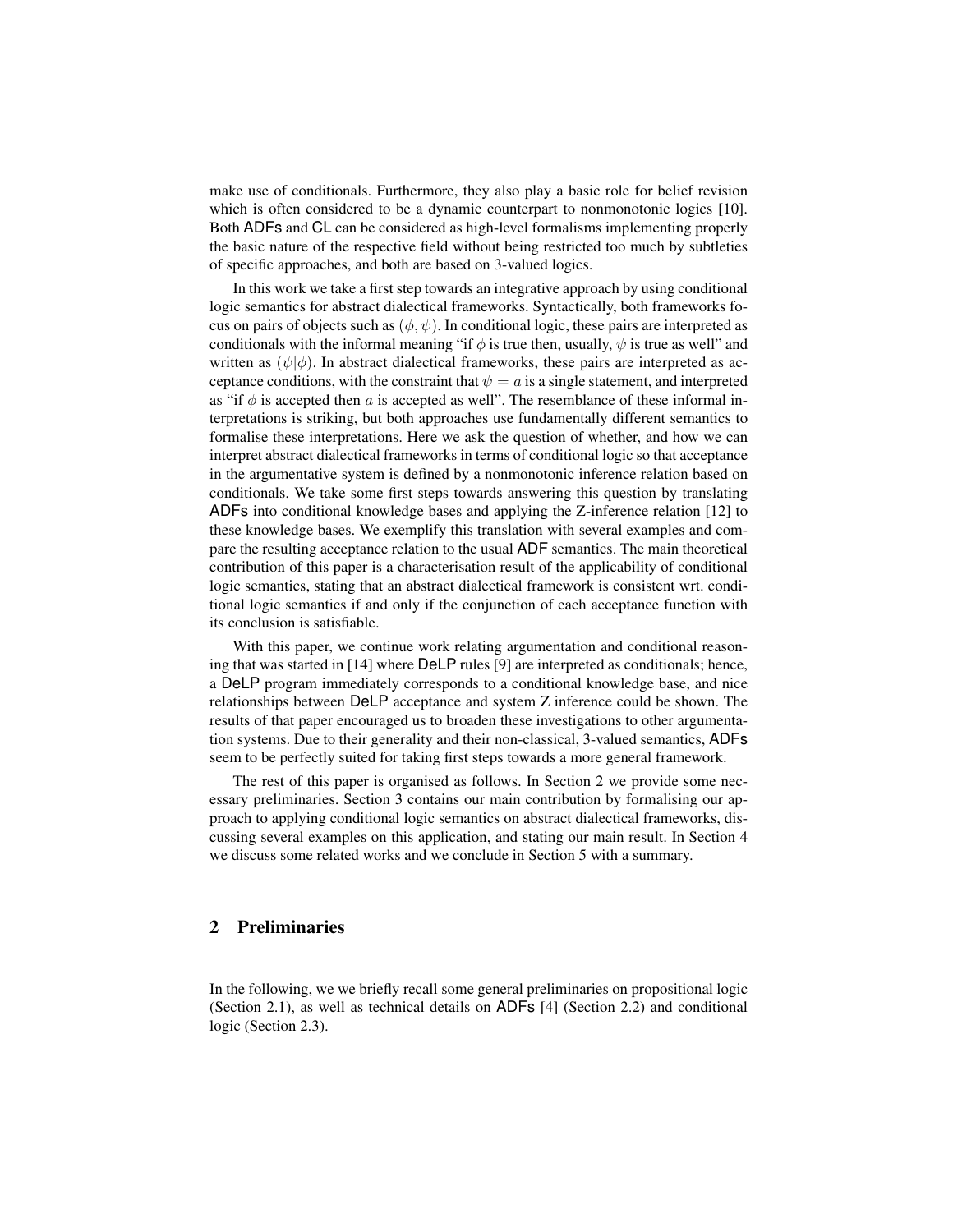make use of conditionals. Furthermore, they also play a basic role for belief revision which is often considered to be a dynamic counterpart to nonmonotonic logics [10]. Both ADFs and CL can be considered as high-level formalisms implementing properly the basic nature of the respective field without being restricted too much by subtleties of specific approaches, and both are based on 3-valued logics.

In this work we take a first step towards an integrative approach by using conditional logic semantics for abstract dialectical frameworks. Syntactically, both frameworks focus on pairs of objects such as $(\phi, \psi)$. In conditional logic, these pairs are interpreted as conditionals with the informal meaning "if $\phi$ is true then, usually, $\psi$ is true as well" and written as $(\psi|\phi)$. In abstract dialectical frameworks, these pairs are interpreted as acceptance conditions, with the constraint that $\psi = a$ is a single statement, and interpreted as "if $\phi$ is accepted then $a$ is accepted as well". The resemblance of these informal interpretations is striking, but both approaches use fundamentally different semantics to formalise these interpretations. Here we ask the question of whether, and how we can interpret abstract dialectical frameworks in terms of conditional logic so that acceptance in the argumentative system is defined by a nonmonotonic inference relation based on conditionals. We take some first steps towards answering this question by translating ADFs into conditional knowledge bases and applying the Z-inference relation [12] to these knowledge bases. We exemplify this translation with several examples and compare the resulting acceptance relation to the usual ADF semantics. The main theoretical contribution of this paper is a characterisation result of the applicability of conditional logic semantics, stating that an abstract dialectical framework is consistent wrt. conditional logic semantics if and only if the conjunction of each acceptance function with its conclusion is satisfiable.

With this paper, we continue work relating argumentation and conditional reasoning that was started in [14] where DeLP rules [9] are interpreted as conditionals; hence, a DeLP program immediately corresponds to a conditional knowledge base, and nice relationships between DeLP acceptance and system Z inference could be shown. The results of that paper encouraged us to broaden these investigations to other argumentation systems. Due to their generality and their non-classical, 3-valued semantics, ADFs seem to be perfectly suited for taking first steps towards a more general framework.

The rest of this paper is organised as follows. In Section 2 we provide some necessary preliminaries. Section 3 contains our main contribution by formalising our approach to applying conditional logic semantics on abstract dialectical frameworks, discussing several examples on this application, and stating our main result. In Section 4 we discuss some related works and we conclude in Section 5 with a summary.

## 2 Preliminaries

In the following, we we briefly recall some general preliminaries on propositional logic (Section 2.1), as well as technical details on ADFs [4] (Section 2.2) and conditional logic (Section 2.3).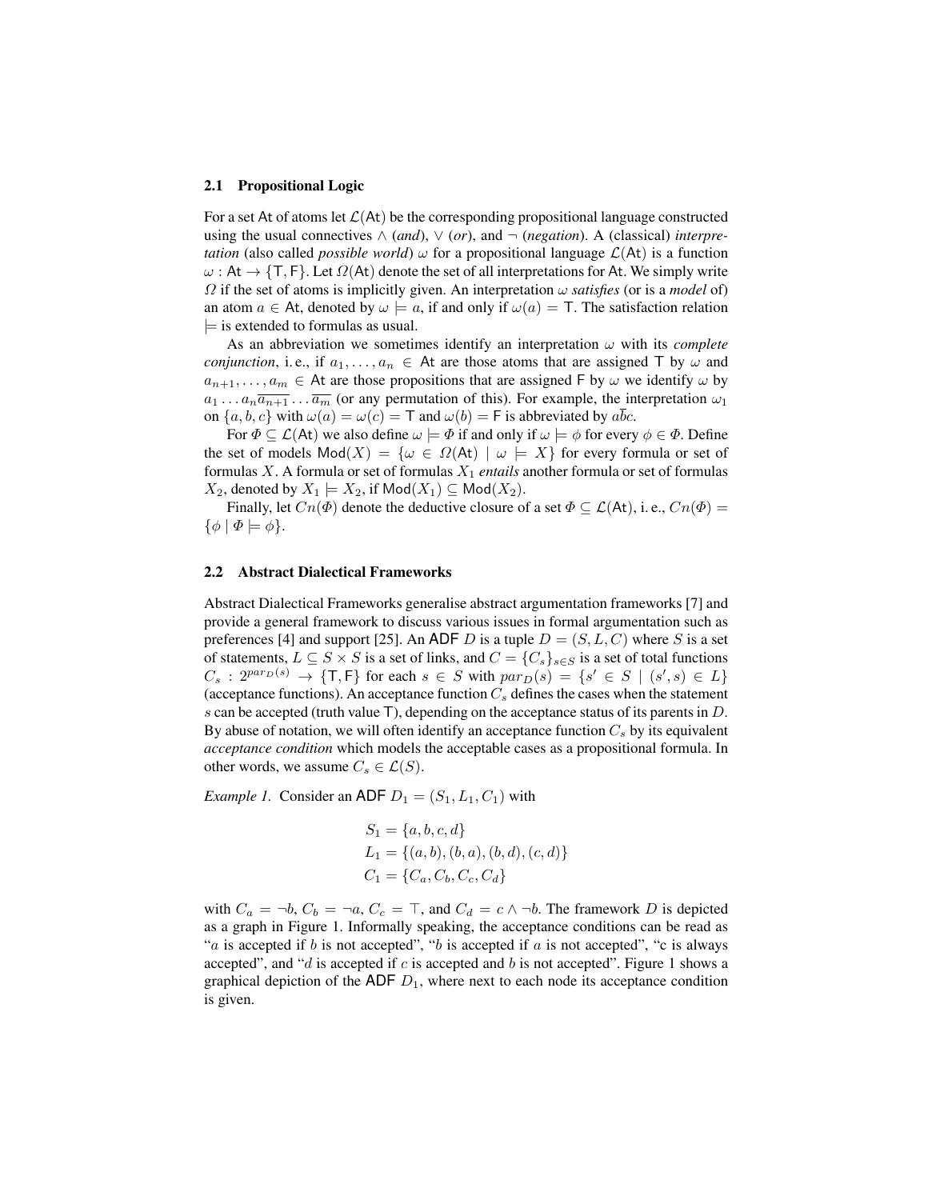### 2.1 Propositional Logic

For a set $\mathsf{At}$ of atoms let $\mathcal{L}(\mathsf{At})$ be the corresponding propositional language constructed using the usual connectives $\wedge$ (*and*), $\vee$ (*or*), and $\neg$ (*negation*). A (classical) *interpretation* (also called *possible world*) $\omega$ for a propositional language $\mathcal{L}(\mathsf{At})$ is a function $\omega : \mathsf{At} \to \{\mathsf{T}, \mathsf{F}\}$. Let $\Omega(\mathsf{At})$ denote the set of all interpretations for $\mathsf{At}$. We simply write $\Omega$ if the set of atoms is implicitly given. An interpretation $\omega$ *satisfies* (or is a *model* of) an atom $a \in \mathsf{At}$, denoted by $\omega \models a$, if and only if $\omega(a) = \mathsf{T}$. The satisfaction relation $\models$ is extended to formulas as usual.

As an abbreviation we sometimes identify an interpretation $\omega$ with its *complete conjunction*, i. e., if $a_1, \ldots, a_n \in \mathsf{At}$ are those atoms that are assigned $\mathsf{T}$ by $\omega$ and $a_{n+1}, \ldots, a_m \in \mathsf{At}$ are those propositions that are assigned $\mathsf{F}$ by $\omega$ we identify $\omega$ by $a_1 \ldots a_n \overline{a_{n+1}} \ldots \overline{a_m}$ (or any permutation of this). For example, the interpretation $\omega_1$ on $\{a, b, c\}$ with $\omega(a) = \omega(c) = \mathsf{T}$ and $\omega(b) = \mathsf{F}$ is abbreviated by $a\overline{b}c$.

For $\Phi \subseteq \mathcal{L}(\mathsf{At})$ we also define $\omega \models \Phi$ if and only if $\omega \models \phi$ for every $\phi \in \Phi$. Define the set of models $\mathsf{Mod}(X) = \{\omega \in \Omega(\mathsf{At}) \mid \omega \models X\}$ for every formula or set of formulas $X$. A formula or set of formulas $X_1$ *entails* another formula or set of formulas $X_2$, denoted by $X_1 \models X_2$, if $\mathsf{Mod}(X_1) \subseteq \mathsf{Mod}(X_2)$.

Finally, let $Cn(\Phi)$ denote the deductive closure of a set $\Phi \subseteq \mathcal{L}(\mathsf{At})$, i. e., $Cn(\Phi) = \{\phi \mid \Phi \models \phi\}$.

### 2.2 Abstract Dialectical Frameworks

Abstract Dialectical Frameworks generalise abstract argumentation frameworks [7] and provide a general framework to discuss various issues in formal argumentation such as preferences [4] and support [25]. An $\mathsf{ADF}$ $D$ is a tuple $D = (S, L, C)$ where $S$ is a set of statements, $L \subseteq S \times S$ is a set of links, and $C = \{C_s\}_{s \in S}$ is a set of total functions $C_s : 2^{par_D(s)} \to \{\mathsf{T}, \mathsf{F}\}$ for each $s \in S$ with $par_D(s) = \{s' \in S \mid (s', s) \in L\}$ (acceptance functions). An acceptance function $C_s$ defines the cases when the statement $s$ can be accepted (truth value $\mathsf{T}$), depending on the acceptance status of its parents in $D$. By abuse of notation, we will often identify an acceptance function $C_s$ by its equivalent *acceptance condition* which models the acceptable cases as a propositional formula. In other words, we assume $C_s \in \mathcal{L}(S)$.

*Example 1.* Consider an $\mathsf{ADF}$ $D_1 = (S_1, L_1, C_1)$ with

$$S_1 = \{a, b, c, d\}$$
$$L_1 = \{(a, b), (b, a), (b, d), (c, d)\}$$
$$C_1 = \{C_a, C_b, C_c, C_d\}$$

with $C_a = \neg b$, $C_b = \neg a$, $C_c = \top$, and $C_d = c \wedge \neg b$. The framework $D$ is depicted as a graph in Figure 1. Informally speaking, the acceptance conditions can be read as "$a$ is accepted if $b$ is not accepted", "$b$ is accepted if $a$ is not accepted", "c is always accepted", and "$d$ is accepted if $c$ is accepted and $b$ is not accepted". Figure 1 shows a graphical depiction of the $\mathsf{ADF}$ $D_1$, where next to each node its acceptance condition is given.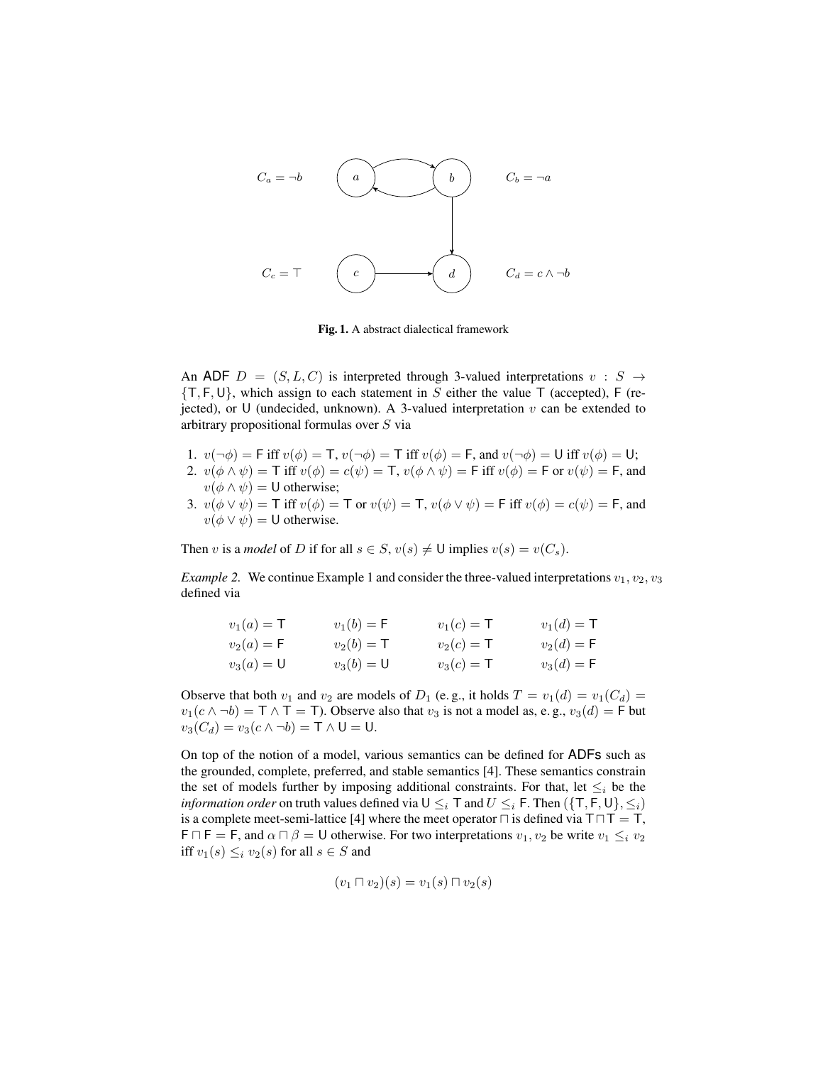$C_a = \neg b$ &emsp; $C_b = \neg a$ &emsp; $C_c = \top$ &emsp; $C_d = c \wedge \neg b$

**Fig. 1.** A abstract dialectical framework

An ADF $D = (S, L, C)$ is interpreted through 3-valued interpretations $v : S \rightarrow \{\mathsf{T}, \mathsf{F}, \mathsf{U}\}$, which assign to each statement in $S$ either the value $\mathsf{T}$ (accepted), $\mathsf{F}$ (rejected), or $\mathsf{U}$ (undecided, unknown). A 3-valued interpretation $v$ can be extended to arbitrary propositional formulas over $S$ via

1. $v(\neg\phi) = \mathsf{F}$ iff $v(\phi) = \mathsf{T}$, $v(\neg\phi) = \mathsf{T}$ iff $v(\phi) = \mathsf{F}$, and $v(\neg\phi) = \mathsf{U}$ iff $v(\phi) = \mathsf{U}$;
2. $v(\phi \wedge \psi) = \mathsf{T}$ iff $v(\phi) = c(\psi) = \mathsf{T}$, $v(\phi \wedge \psi) = \mathsf{F}$ iff $v(\phi) = \mathsf{F}$ or $v(\psi) = \mathsf{F}$, and $v(\phi \wedge \psi) = \mathsf{U}$ otherwise;
3. $v(\phi \vee \psi) = \mathsf{T}$ iff $v(\phi) = \mathsf{T}$ or $v(\psi) = \mathsf{T}$, $v(\phi \vee \psi) = \mathsf{F}$ iff $v(\phi) = c(\psi) = \mathsf{F}$, and $v(\phi \vee \psi) = \mathsf{U}$ otherwise.

Then $v$ is a *model* of $D$ if for all $s \in S$, $v(s) \neq \mathsf{U}$ implies $v(s) = v(C_s)$.

*Example 2.* We continue Example 1 and consider the three-valued interpretations $v_1, v_2, v_3$ defined via

$$
\begin{array}{llll}
v_1(a) = \mathsf{T} & v_1(b) = \mathsf{F} & v_1(c) = \mathsf{T} & v_1(d) = \mathsf{T} \\
v_2(a) = \mathsf{F} & v_2(b) = \mathsf{T} & v_2(c) = \mathsf{T} & v_2(d) = \mathsf{F} \\
v_3(a) = \mathsf{U} & v_3(b) = \mathsf{U} & v_3(c) = \mathsf{T} & v_3(d) = \mathsf{F}
\end{array}
$$

Observe that both $v_1$ and $v_2$ are models of $D_1$ (e. g., it holds $T = v_1(d) = v_1(C_d) = v_1(c \wedge \neg b) = \mathsf{T} \wedge \mathsf{T} = \mathsf{T}$). Observe also that $v_3$ is not a model as, e. g., $v_3(d) = \mathsf{F}$ but $v_3(C_d) = v_3(c \wedge \neg b) = \mathsf{T} \wedge \mathsf{U} = \mathsf{U}$.

On top of the notion of a model, various semantics can be defined for ADFs such as the grounded, complete, preferred, and stable semantics [4]. These semantics constrain the set of models further by imposing additional constraints. For that, let $\leq_i$ be the *information order* on truth values defined via $\mathsf{U} \leq_i \mathsf{T}$ and $U \leq_i \mathsf{F}$. Then $(\{\mathsf{T}, \mathsf{F}, \mathsf{U}\}, \leq_i)$ is a complete meet-semi-lattice [4] where the meet operator $\sqcap$ is defined via $\mathsf{T} \sqcap \mathsf{T} = \mathsf{T}$, $\mathsf{F} \sqcap \mathsf{F} = \mathsf{F}$, and $\alpha \sqcap \beta = \mathsf{U}$ otherwise. For two interpretations $v_1, v_2$ be write $v_1 \leq_i v_2$ iff $v_1(s) \leq_i v_2(s)$ for all $s \in S$ and

$$(v_1 \sqcap v_2)(s) = v_1(s) \sqcap v_2(s)$$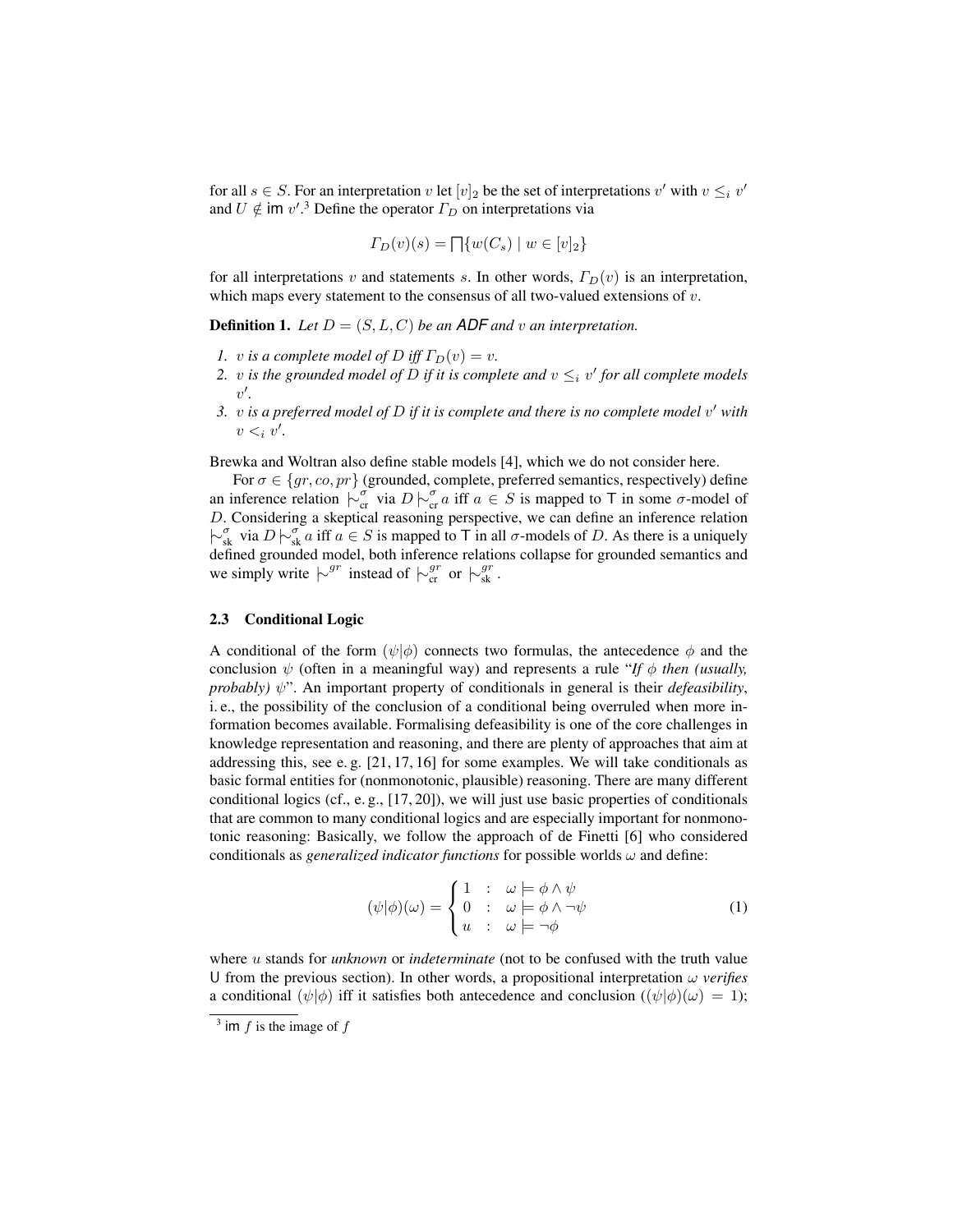for all $s \in S$. For an interpretation $v$ let $[v]_2$ be the set of interpretations $v'$ with $v \leq_i v'$ and $U \notin \mathsf{im}\ v'$.[3] Define the operator $\Gamma_D$ on interpretations via

$$\Gamma_D(v)(s) = \prod\{w(C_s) \mid w \in [v]_2\}$$

for all interpretations $v$ and statements $s$. In other words, $\Gamma_D(v)$ is an interpretation, which maps every statement to the consensus of all two-valued extensions of $v$.

**Definition 1.** *Let $D = (S, L, C)$ be an ADF and $v$ an interpretation.*

1. *$v$ is a complete model of $D$ iff $\Gamma_D(v) = v$.*
2. *$v$ is the grounded model of $D$ if it is complete and $v \leq_i v'$ for all complete models $v'$.*
3. *$v$ is a preferred model of $D$ if it is complete and there is no complete model $v'$ with $v <_i v'$.*

Brewka and Woltran also define stable models [4], which we do not consider here.

For $\sigma \in \{gr, co, pr\}$ (grounded, complete, preferred semantics, respectively) define an inference relation $\mid\!\sim^{\sigma}_{\text{cr}}$ via $D \mid\!\sim^{\sigma}_{\text{cr}} a$ iff $a \in S$ is mapped to $\mathsf{T}$ in some $\sigma$-model of $D$. Considering a skeptical reasoning perspective, we can define an inference relation $\mid\!\sim^{\sigma}_{\text{sk}}$ via $D \mid\!\sim^{\sigma}_{\text{sk}} a$ iff $a \in S$ is mapped to $\mathsf{T}$ in all $\sigma$-models of $D$. As there is a uniquely defined grounded model, both inference relations collapse for grounded semantics and we simply write $\mid\!\sim^{gr}$ instead of $\mid\!\sim^{gr}_{\text{cr}}$ or $\mid\!\sim^{gr}_{\text{sk}}$.

### 2.3 Conditional Logic

A conditional of the form $(\psi|\phi)$ connects two formulas, the antecedence $\phi$ and the conclusion $\psi$ (often in a meaningful way) and represents a rule "*If $\phi$ then (usually, probably) $\psi$*". An important property of conditionals in general is their *defeasibility*, i. e., the possibility of the conclusion of a conditional being overruled when more information becomes available. Formalising defeasibility is one of the core challenges in knowledge representation and reasoning, and there are plenty of approaches that aim at addressing this, see e. g. [21, 17, 16] for some examples. We will take conditionals as basic formal entities for (nonmonotonic, plausible) reasoning. There are many different conditional logics (cf., e. g., [17, 20]), we will just use basic properties of conditionals that are common to many conditional logics and are especially important for nonmonotonic reasoning: Basically, we follow the approach of de Finetti [6] who considered conditionals as *generalized indicator functions* for possible worlds $\omega$ and define:

$$(\psi|\phi)(\omega) = \begin{cases} 1 & : \quad \omega \models \phi \wedge \psi \\ 0 & : \quad \omega \models \phi \wedge \neg\psi \\ u & : \quad \omega \models \neg\phi \end{cases} \tag{1}$$

where $u$ stands for *unknown* or *indeterminate* (not to be confused with the truth value U from the previous section). In other words, a propositional interpretation $\omega$ *verifies* a conditional $(\psi|\phi)$ iff it satisfies both antecedence and conclusion ($(\psi|\phi)(\omega) = 1$);

[3] $\mathsf{im}\ f$ is the image of $f$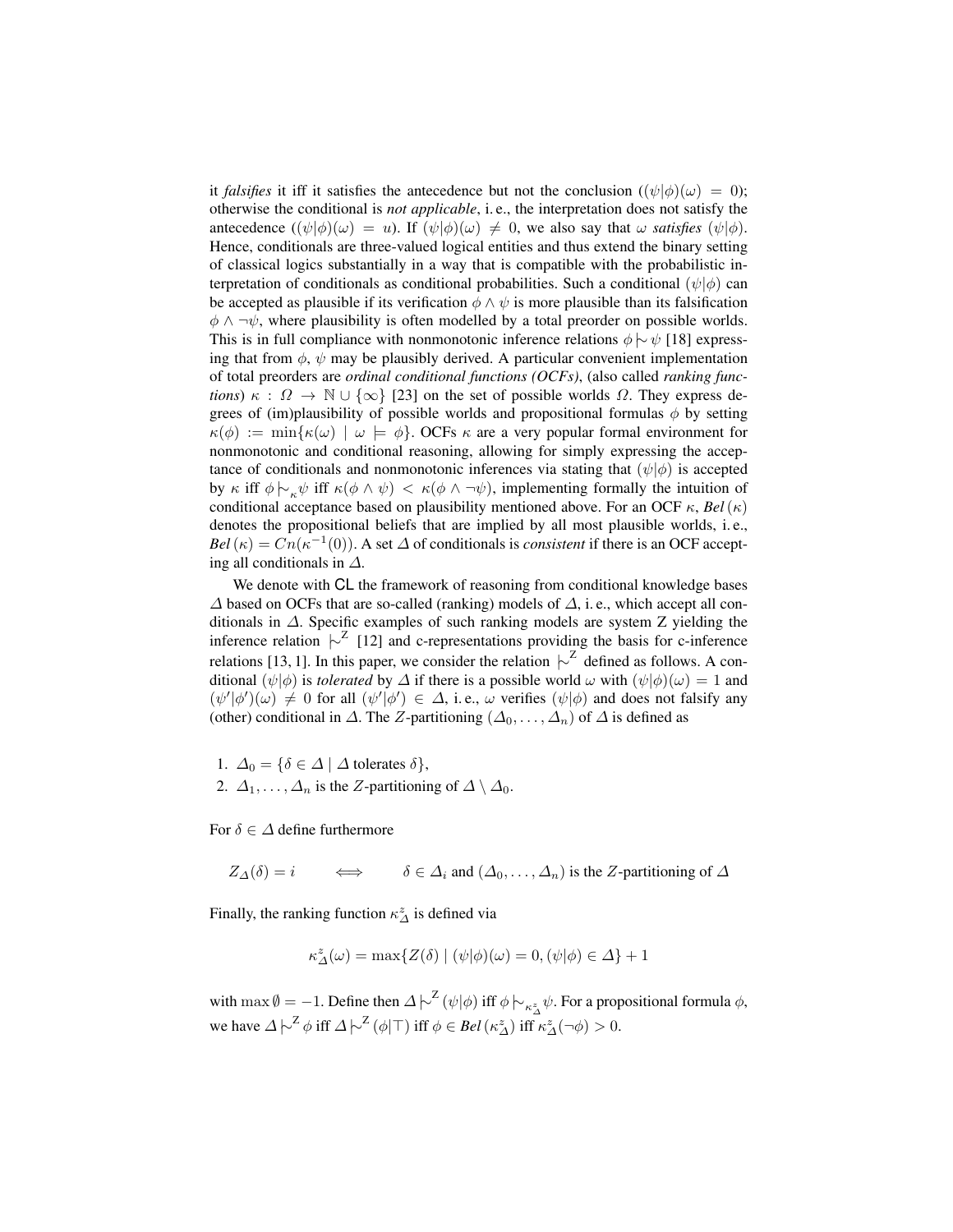it *falsifies* it iff it satisfies the antecedence but not the conclusion ($(\psi|\phi)(\omega) = 0$); otherwise the conditional is *not applicable*, i. e., the interpretation does not satisfy the antecedence ($(\psi|\phi)(\omega) = u$). If $(\psi|\phi)(\omega) \neq 0$, we also say that $\omega$ *satisfies* $(\psi|\phi)$. Hence, conditionals are three-valued logical entities and thus extend the binary setting of classical logics substantially in a way that is compatible with the probabilistic interpretation of conditionals as conditional probabilities. Such a conditional $(\psi|\phi)$ can be accepted as plausible if its verification $\phi \wedge \psi$ is more plausible than its falsification $\phi \wedge \neg\psi$, where plausibility is often modelled by a total preorder on possible worlds. This is in full compliance with nonmonotonic inference relations $\phi \mid\!\sim \psi$ [18] expressing that from $\phi$, $\psi$ may be plausibly derived. A particular convenient implementation of total preorders are *ordinal conditional functions (OCFs)*, (also called *ranking functions*) $\kappa : \Omega \rightarrow \mathbb{N} \cup \{\infty\}$ [23] on the set of possible worlds $\Omega$. They express degrees of (im)plausibility of possible worlds and propositional formulas $\phi$ by setting $\kappa(\phi) := \min\{\kappa(\omega) \mid \omega \models \phi\}$. OCFs $\kappa$ are a very popular formal environment for nonmonotonic and conditional reasoning, allowing for simply expressing the acceptance of conditionals and nonmonotonic inferences via stating that $(\psi|\phi)$ is accepted by $\kappa$ iff $\phi \mid\!\sim_{\kappa} \psi$ iff $\kappa(\phi \wedge \psi) < \kappa(\phi \wedge \neg\psi)$, implementing formally the intuition of conditional acceptance based on plausibility mentioned above. For an OCF $\kappa$, $\mathit{Bel}\,(\kappa)$ denotes the propositional beliefs that are implied by all most plausible worlds, i. e., $\mathit{Bel}\,(\kappa) = Cn(\kappa^{-1}(0))$. A set $\Delta$ of conditionals is *consistent* if there is an OCF accepting all conditionals in $\Delta$.

We denote with CL the framework of reasoning from conditional knowledge bases $\Delta$ based on OCFs that are so-called (ranking) models of $\Delta$, i. e., which accept all conditionals in $\Delta$. Specific examples of such ranking models are system Z yielding the inference relation $\mid\!\sim^{Z}$ [12] and c-representations providing the basis for c-inference relations [13, 1]. In this paper, we consider the relation $\mid\!\sim^{Z}$ defined as follows. A conditional $(\psi|\phi)$ is *tolerated* by $\Delta$ if there is a possible world $\omega$ with $(\psi|\phi)(\omega) = 1$ and $(\psi'|\phi')(\omega) \neq 0$ for all $(\psi'|\phi') \in \Delta$, i. e., $\omega$ verifies $(\psi|\phi)$ and does not falsify any (other) conditional in $\Delta$. The $Z$-partitioning $(\Delta_0, \ldots, \Delta_n)$ of $\Delta$ is defined as

1. $\Delta_0 = \{\delta \in \Delta \mid \Delta \text{ tolerates } \delta\}$,
2. $\Delta_1, \ldots, \Delta_n$ is the $Z$-partitioning of $\Delta \setminus \Delta_0$.

For $\delta \in \Delta$ define furthermore

$$Z_{\Delta}(\delta) = i \qquad \Longleftrightarrow \qquad \delta \in \Delta_i \text{ and } (\Delta_0, \ldots, \Delta_n) \text{ is the } Z\text{-partitioning of } \Delta$$

Finally, the ranking function $\kappa^{z}_{\Delta}$ is defined via

$$\kappa^{z}_{\Delta}(\omega) = \max\{Z(\delta) \mid (\psi|\phi)(\omega) = 0, (\psi|\phi) \in \Delta\} + 1$$

with $\max \emptyset = -1$. Define then $\Delta \mid\!\sim^{Z} (\psi|\phi)$ iff $\phi \mid\!\sim_{\kappa^{z}_{\Delta}} \psi$. For a propositional formula $\phi$, we have $\Delta \mid\!\sim^{Z} \phi$ iff $\Delta \mid\!\sim^{Z} (\phi|\top)$ iff $\phi \in \mathit{Bel}\,(\kappa^{z}_{\Delta})$ iff $\kappa^{z}_{\Delta}(\neg\phi) > 0$.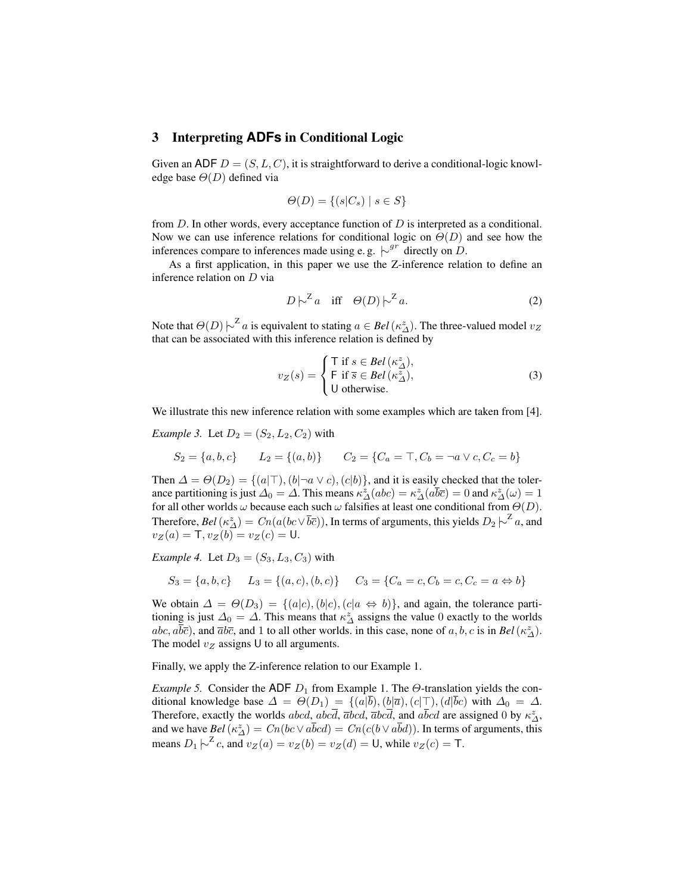## 3 Interpreting ADFs in Conditional Logic

Given an ADF $D = (S, L, C)$, it is straightforward to derive a conditional-logic knowledge base $\Theta(D)$ defined via

$$\Theta(D) = \{(s|C_s) \mid s \in S\}$$

from $D$. In other words, every acceptance function of $D$ is interpreted as a conditional. Now we can use inference relations for conditional logic on $\Theta(D)$ and see how the inferences compare to inferences made using e. g. $\mathrel{|\!\sim}^{gr}$ directly on $D$.

As a first application, in this paper we use the Z-inference relation to define an inference relation on $D$ via

$$D \mathrel{|\!\sim}^{\mathsf{Z}} a \quad \text{iff} \quad \Theta(D) \mathrel{|\!\sim}^{\mathsf{Z}} a. \tag{2}$$

Note that $\Theta(D) \mathrel{|\!\sim}^{\mathsf{Z}} a$ is equivalent to stating $a \in \mathit{Bel}\,(\kappa^z_\Delta)$. The three-valued model $v_Z$ that can be associated with this inference relation is defined by

$$v_Z(s) = \begin{cases} \mathsf{T} \text{ if } s \in \mathit{Bel}\,(\kappa^z_\Delta), \\ \mathsf{F} \text{ if } \overline{s} \in \mathit{Bel}\,(\kappa^z_\Delta), \\ \mathsf{U} \text{ otherwise.} \end{cases} \tag{3}$$

We illustrate this new inference relation with some examples which are taken from [4].

*Example 3.* Let $D_2 = (S_2, L_2, C_2)$ with

$$S_2 = \{a, b, c\} \qquad L_2 = \{(a, b)\} \qquad C_2 = \{C_a = \top, C_b = \neg a \vee c, C_c = b\}$$

Then $\Delta = \Theta(D_2) = \{(a|\top), (b|\neg a \vee c), (c|b)\}$, and it is easily checked that the tolerance partitioning is just $\Delta_0 = \Delta$. This means $\kappa^z_\Delta(abc) = \kappa^z_\Delta(a\overline{b}\overline{c}) = 0$ and $\kappa^z_\Delta(\omega) = 1$ for all other worlds $\omega$ because each such $\omega$ falsifies at least one conditional from $\Theta(D)$. Therefore, $\mathit{Bel}\,(\kappa^z_\Delta) = Cn(a(bc \vee \overline{b}\overline{c}))$, In terms of arguments, this yields $D_2 \mathrel{|\!\sim}^{\mathsf{Z}} a$, and $v_Z(a) = \mathsf{T}, v_Z(b) = v_Z(c) = \mathsf{U}$.

*Example 4.* Let $D_3 = (S_3, L_3, C_3)$ with

$$S_3 = \{a, b, c\} \quad L_3 = \{(a, c), (b, c)\} \quad C_3 = \{C_a = c, C_b = c, C_c = a \Leftrightarrow b\}$$

We obtain $\Delta = \Theta(D_3) = \{(a|c), (b|c), (c|a \Leftrightarrow b)\}$, and again, the tolerance partitioning is just $\Delta_0 = \Delta$. This means that $\kappa^z_\Delta$ assigns the value 0 exactly to the worlds $abc$, $a\overline{b}\overline{c}$), and $\overline{a}b\overline{c}$, and 1 to all other worlds. in this case, none of $a, b, c$ is in $\mathit{Bel}\,(\kappa^z_\Delta)$. The model $v_Z$ assigns $\mathsf{U}$ to all arguments.

Finally, we apply the Z-inference relation to our Example 1.

*Example 5.* Consider the ADF $D_1$ from Example 1. The $\Theta$-translation yields the conditional knowledge base $\Delta = \Theta(D_1) = \{(a|\overline{b}), (b|\overline{a}), (c|\top), (d|\overline{b}c)$ with $\Delta_0 = \Delta$. Therefore, exactly the worlds $abcd$, $abc\overline{d}$, $\overline{a}bcd$, $\overline{a}bc\overline{d}$, and $a\overline{b}cd$ are assigned 0 by $\kappa^z_\Delta$, and we have $\mathit{Bel}\,(\kappa^z_\Delta) = Cn(bc \vee a\overline{b}cd) = Cn(c(b \vee a\overline{b}d))$. In terms of arguments, this means $D_1 \mathrel{|\!\sim}^{\mathsf{Z}} c$, and $v_Z(a) = v_Z(b) = v_Z(d) = \mathsf{U}$, while $v_Z(c) = \mathsf{T}$.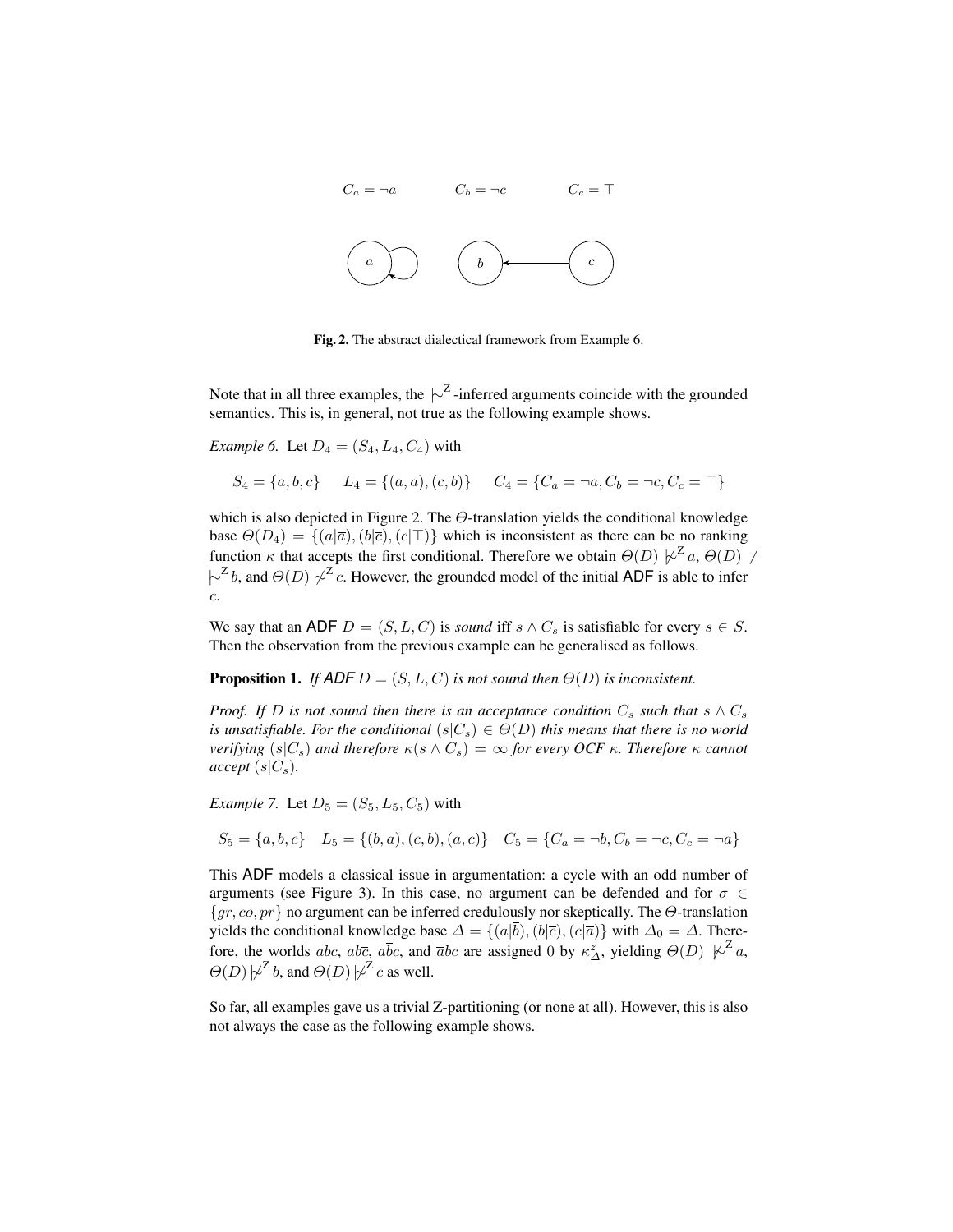$C_a = \neg a$ $\quad$ $C_b = \neg c$ $\quad$ $C_c = \top$

**Fig. 2.** The abstract dialectical framework from Example 6.

Note that in all three examples, the $\mathrel{|\!\sim}^{\mathsf{Z}}$-inferred arguments coincide with the grounded semantics. This is, in general, not true as the following example shows.

*Example 6.* Let $D_4 = (S_4, L_4, C_4)$ with

$$S_4 = \{a, b, c\} \quad L_4 = \{(a, a), (c, b)\} \quad C_4 = \{C_a = \neg a, C_b = \neg c, C_c = \top\}$$

which is also depicted in Figure 2. The $\Theta$-translation yields the conditional knowledge base $\Theta(D_4) = \{(a|\overline{a}), (b|\overline{c}), (c|\top)\}$ which is inconsistent as there can be no ranking function $\kappa$ that accepts the first conditional. Therefore we obtain $\Theta(D) \not\mathrel{|\!\sim}^{\mathsf{Z}} a$, $\Theta(D) \not\mathrel{|\!\sim}^{\mathsf{Z}} b$, and $\Theta(D) \not\mathrel{|\!\sim}^{\mathsf{Z}} c$. However, the grounded model of the initial ADF is able to infer $c$.

We say that an ADF $D = (S, L, C)$ is *sound* iff $s \wedge C_s$ is satisfiable for every $s \in S$. Then the observation from the previous example can be generalised as follows.

**Proposition 1.** *If ADF $D = (S, L, C)$ is not sound then $\Theta(D)$ is inconsistent.*

*Proof. If $D$ is not sound then there is an acceptance condition $C_s$ such that $s \wedge C_s$ is unsatisfiable. For the conditional $(s|C_s) \in \Theta(D)$ this means that there is no world verifying $(s|C_s)$ and therefore $\kappa(s \wedge C_s) = \infty$ for every OCF $\kappa$. Therefore $\kappa$ cannot accept $(s|C_s)$.*

*Example 7.* Let $D_5 = (S_5, L_5, C_5)$ with

$$S_5 = \{a, b, c\} \quad L_5 = \{(b, a), (c, b), (a, c)\} \quad C_5 = \{C_a = \neg b, C_b = \neg c, C_c = \neg a\}$$

This ADF models a classical issue in argumentation: a cycle with an odd number of arguments (see Figure 3). In this case, no argument can be defended and for $\sigma \in \{gr, co, pr\}$ no argument can be inferred credulously nor skeptically. The $\Theta$-translation yields the conditional knowledge base $\Delta = \{(a|\overline{b}), (b|\overline{c}), (c|\overline{a})\}$ with $\Delta_0 = \Delta$. Therefore, the worlds $abc$, $ab\overline{c}$, $a\overline{b}c$, and $\overline{a}bc$ are assigned 0 by $\kappa^z_\Delta$, yielding $\Theta(D) \not\mathrel{|\!\sim}^{\mathsf{Z}} a$, $\Theta(D) \not\mathrel{|\!\sim}^{\mathsf{Z}} b$, and $\Theta(D) \not\mathrel{|\!\sim}^{\mathsf{Z}} c$ as well.

So far, all examples gave us a trivial Z-partitioning (or none at all). However, this is also not always the case as the following example shows.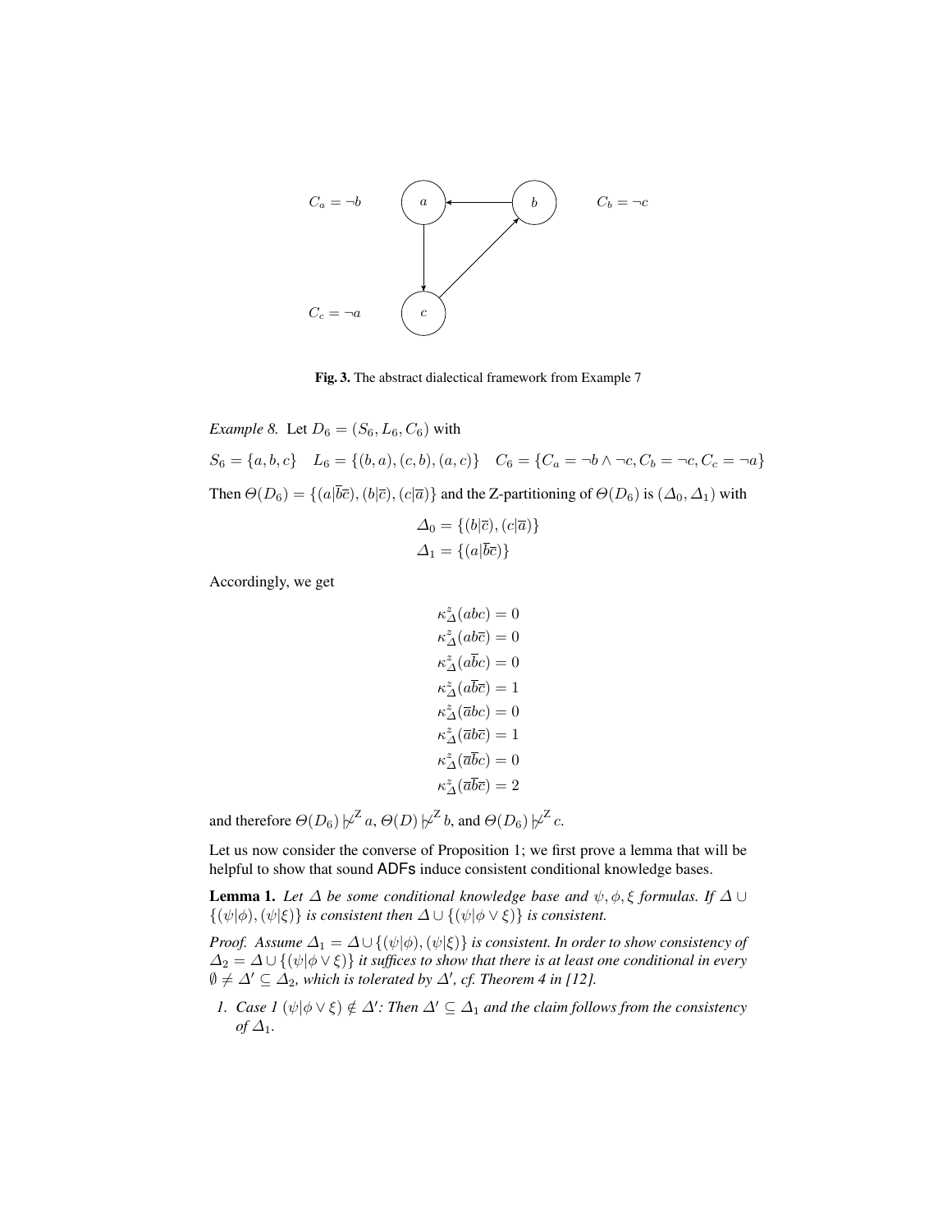$C_a = \neg b$ $C_b = \neg c$ $C_c = \neg a$

**Fig. 3.** The abstract dialectical framework from Example 7

*Example 8.* Let $D_6 = (S_6, L_6, C_6)$ with

$$S_6 = \{a, b, c\} \quad L_6 = \{(b, a), (c, b), (a, c)\} \quad C_6 = \{C_a = \neg b \wedge \neg c, C_b = \neg c, C_c = \neg a\}$$

Then $\Theta(D_6) = \{(a|\overline{b}\overline{c}), (b|\overline{c}), (c|\overline{a})\}$ and the Z-partitioning of $\Theta(D_6)$ is $(\Delta_0, \Delta_1)$ with

$$\Delta_0 = \{(b|\overline{c}), (c|\overline{a})\}$$
$$\Delta_1 = \{(a|\overline{b}\overline{c})\}$$

Accordingly, we get

$$\kappa^z_\Delta(abc) = 0$$
$$\kappa^z_\Delta(ab\overline{c}) = 0$$
$$\kappa^z_\Delta(a\overline{b}c) = 0$$
$$\kappa^z_\Delta(a\overline{b}\overline{c}) = 1$$
$$\kappa^z_\Delta(\overline{a}bc) = 0$$
$$\kappa^z_\Delta(\overline{a}b\overline{c}) = 1$$
$$\kappa^z_\Delta(\overline{a}\overline{b}c) = 0$$
$$\kappa^z_\Delta(\overline{a}\overline{b}\overline{c}) = 2$$

and therefore $\Theta(D_6) \not\mid\!\sim^{\mathsf{Z}} a$, $\Theta(D) \not\mid\!\sim^{\mathsf{Z}} b$, and $\Theta(D_6) \not\mid\!\sim^{\mathsf{Z}} c$.

Let us now consider the converse of Proposition 1; we first prove a lemma that will be helpful to show that sound ADFs induce consistent conditional knowledge bases.

**Lemma 1.** *Let $\Delta$ be some conditional knowledge base and $\psi, \phi, \xi$ formulas. If $\Delta \cup \{(\psi|\phi), (\psi|\xi)\}$ is consistent then $\Delta \cup \{(\psi|\phi \vee \xi)\}$ is consistent.*

*Proof. Assume $\Delta_1 = \Delta \cup \{(\psi|\phi), (\psi|\xi)\}$ is consistent. In order to show consistency of $\Delta_2 = \Delta \cup \{(\psi|\phi \vee \xi)\}$ it suffices to show that there is at least one conditional in every $\emptyset \neq \Delta' \subseteq \Delta_2$, which is tolerated by $\Delta'$, cf. Theorem 4 in [12].*

1. *Case 1 $(\psi|\phi \vee \xi) \notin \Delta'$: Then $\Delta' \subseteq \Delta_1$ and the claim follows from the consistency of $\Delta_1$.*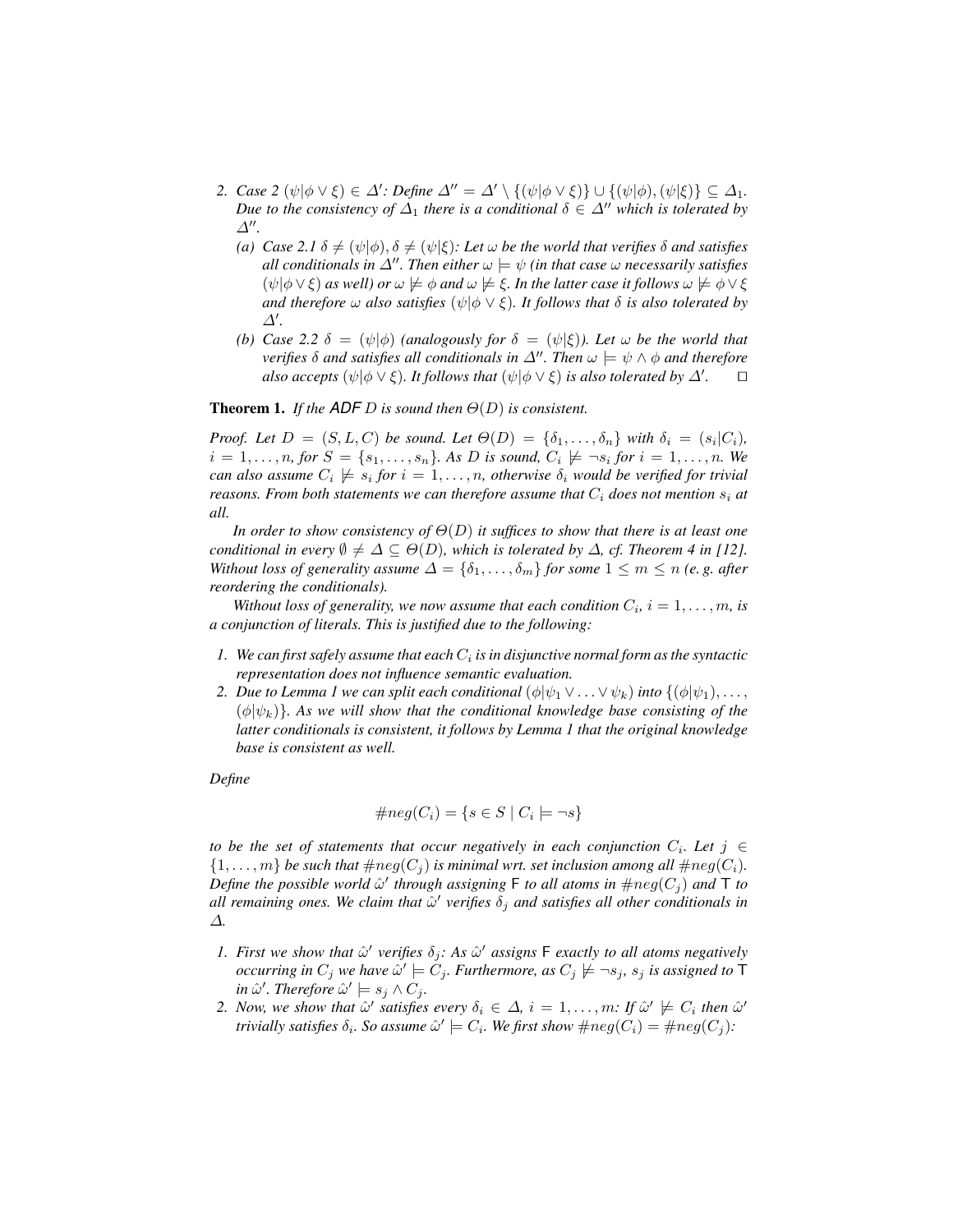2. *Case 2* $(\psi|\phi \vee \xi) \in \Delta'$: *Define* $\Delta'' = \Delta' \setminus \{(\psi|\phi \vee \xi)\} \cup \{(\psi|\phi), (\psi|\xi)\} \subseteq \Delta_1$. *Due to the consistency of* $\Delta_1$ *there is a conditional* $\delta \in \Delta''$ *which is tolerated by* $\Delta''$.
   (a) *Case 2.1* $\delta \neq (\psi|\phi), \delta \neq (\psi|\xi)$: *Let* $\omega$ *be the world that verifies* $\delta$ *and satisfies all conditionals in* $\Delta''$. *Then either* $\omega \models \psi$ *(in that case* $\omega$ *necessarily satisfies* $(\psi|\phi \vee \xi)$ *as well) or* $\omega \not\models \phi$ *and* $\omega \not\models \xi$. *In the latter case it follows* $\omega \not\models \phi \vee \xi$ *and therefore* $\omega$ *also satisfies* $(\psi|\phi \vee \xi)$. *It follows that* $\delta$ *is also tolerated by* $\Delta'$.
   (b) *Case 2.2* $\delta = (\psi|\phi)$ *(analogously for* $\delta = (\psi|\xi)$*). Let* $\omega$ *be the world that verifies* $\delta$ *and satisfies all conditionals in* $\Delta''$. *Then* $\omega \models \psi \wedge \phi$ *and therefore also accepts* $(\psi|\phi \vee \xi)$. *It follows that* $(\psi|\phi \vee \xi)$ *is also tolerated by* $\Delta'$. $\square$

**Theorem 1.** *If the ADF* $D$ *is sound then* $\Theta(D)$ *is consistent.*

*Proof. Let* $D = (S, L, C)$ *be sound. Let* $\Theta(D) = \{\delta_1, \dots, \delta_n\}$ *with* $\delta_i = (s_i|C_i)$, $i = 1, \dots, n$, *for* $S = \{s_1, \dots, s_n\}$. *As* $D$ *is sound,* $C_i \not\models \neg s_i$ *for* $i = 1, \dots, n$. *We can also assume* $C_i \not\models s_i$ *for* $i = 1, \dots, n$, *otherwise* $\delta_i$ *would be verified for trivial reasons. From both statements we can therefore assume that* $C_i$ *does not mention* $s_i$ *at all.*

*In order to show consistency of* $\Theta(D)$ *it suffices to show that there is at least one conditional in every* $\emptyset \neq \Delta \subseteq \Theta(D)$, *which is tolerated by* $\Delta$, *cf. Theorem 4 in [12]. Without loss of generality assume* $\Delta = \{\delta_1, \dots, \delta_m\}$ *for some* $1 \leq m \leq n$ *(e. g. after reordering the conditionals).*

*Without loss of generality, we now assume that each condition* $C_i$, $i = 1, \dots, m$, *is a conjunction of literals. This is justified due to the following:*

1. *We can first safely assume that each* $C_i$ *is in disjunctive normal form as the syntactic representation does not influence semantic evaluation.*
2. *Due to Lemma 1 we can split each conditional* $(\phi|\psi_1 \vee \ldots \vee \psi_k)$ *into* $\{(\phi|\psi_1), \ldots, (\phi|\psi_k)\}$. *As we will show that the conditional knowledge base consisting of the latter conditionals is consistent, it follows by Lemma 1 that the original knowledge base is consistent as well.*

*Define*

$$\#neg(C_i) = \{s \in S \mid C_i \models \neg s\}$$

*to be the set of statements that occur negatively in each conjunction* $C_i$. *Let* $j \in \{1, \dots, m\}$ *be such that* $\#neg(C_j)$ *is minimal wrt. set inclusion among all* $\#neg(C_i)$. *Define the possible world* $\hat{\omega}'$ *through assigning* F *to all atoms in* $\#neg(C_j)$ *and* T *to all remaining ones. We claim that* $\hat{\omega}'$ *verifies* $\delta_j$ *and satisfies all other conditionals in* $\Delta$.

1. *First we show that* $\hat{\omega}'$ *verifies* $\delta_j$: *As* $\hat{\omega}'$ *assigns* F *exactly to all atoms negatively occurring in* $C_j$ *we have* $\hat{\omega}' \models C_j$. *Furthermore, as* $C_j \not\models \neg s_j$, $s_j$ *is assigned to* T *in* $\hat{\omega}'$. *Therefore* $\hat{\omega}' \models s_j \wedge C_j$.
2. *Now, we show that* $\hat{\omega}'$ *satisfies every* $\delta_i \in \Delta$, $i = 1, \dots, m$: *If* $\hat{\omega}' \not\models C_i$ *then* $\hat{\omega}'$ *trivially satisfies* $\delta_i$. *So assume* $\hat{\omega}' \models C_i$. *We first show* $\#neg(C_i) = \#neg(C_j)$: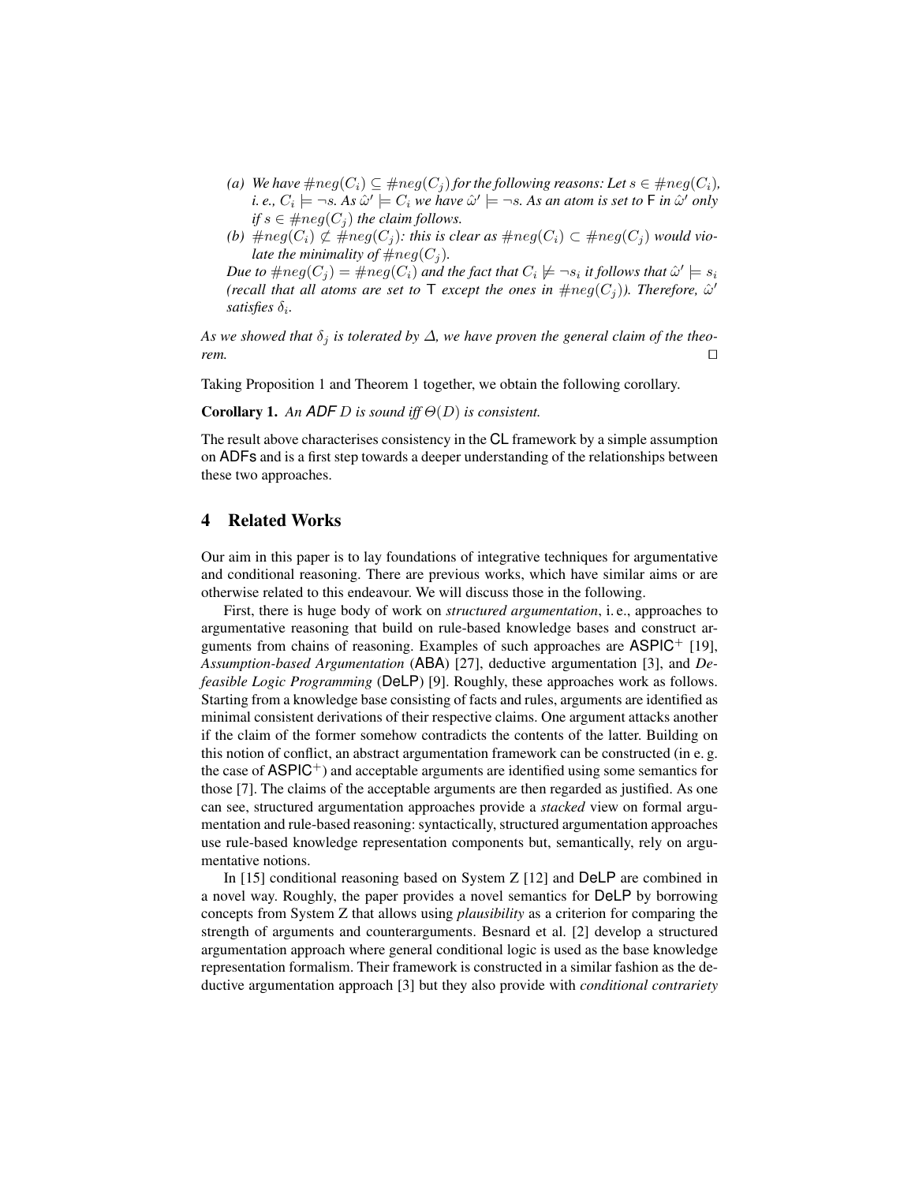*(a) We have $\#neg(C_i) \subseteq \#neg(C_j)$ for the following reasons: Let $s \in \#neg(C_i)$, i. e., $C_i \models \neg s$. As $\hat{\omega}' \models C_i$ we have $\hat{\omega}' \models \neg s$. As an atom is set to $\mathsf{F}$ in $\hat{\omega}'$ only if $s \in \#neg(C_j)$ the claim follows.*

*(b) $\#neg(C_i) \not\subset \#neg(C_j)$: this is clear as $\#neg(C_i) \subset \#neg(C_j)$ would violate the minimality of $\#neg(C_j)$.*

*Due to $\#neg(C_j) = \#neg(C_i)$ and the fact that $C_i \not\models \neg s_i$ it follows that $\hat{\omega}' \models s_i$ (recall that all atoms are set to $\mathsf{T}$ except the ones in $\#neg(C_j)$). Therefore, $\hat{\omega}'$ satisfies $\delta_i$.*

*As we showed that $\delta_j$ is tolerated by $\Delta$, we have proven the general claim of the theorem.* □

Taking Proposition 1 and Theorem 1 together, we obtain the following corollary.

**Corollary 1.** *An ADF $D$ is sound iff $\Theta(D)$ is consistent.*

The result above characterises consistency in the CL framework by a simple assumption on ADFs and is a first step towards a deeper understanding of the relationships between these two approaches.

## 4 Related Works

Our aim in this paper is to lay foundations of integrative techniques for argumentative and conditional reasoning. There are previous works, which have similar aims or are otherwise related to this endeavour. We will discuss those in the following.

First, there is huge body of work on *structured argumentation*, i. e., approaches to argumentative reasoning that build on rule-based knowledge bases and construct arguments from chains of reasoning. Examples of such approaches are $\mathsf{ASPIC}^+$ [19], *Assumption-based Argumentation* (ABA) [27], deductive argumentation [3], and *Defeasible Logic Programming* (DeLP) [9]. Roughly, these approaches work as follows. Starting from a knowledge base consisting of facts and rules, arguments are identified as minimal consistent derivations of their respective claims. One argument attacks another if the claim of the former somehow contradicts the contents of the latter. Building on this notion of conflict, an abstract argumentation framework can be constructed (in e. g. the case of $\mathsf{ASPIC}^+$) and acceptable arguments are identified using some semantics for those [7]. The claims of the acceptable arguments are then regarded as justified. As one can see, structured argumentation approaches provide a *stacked* view on formal argumentation and rule-based reasoning: syntactically, structured argumentation approaches use rule-based knowledge representation components but, semantically, rely on argumentative notions.

In [15] conditional reasoning based on System Z [12] and DeLP are combined in a novel way. Roughly, the paper provides a novel semantics for DeLP by borrowing concepts from System Z that allows using *plausibility* as a criterion for comparing the strength of arguments and counterarguments. Besnard et al. [2] develop a structured argumentation approach where general conditional logic is used as the base knowledge representation formalism. Their framework is constructed in a similar fashion as the deductive argumentation approach [3] but they also provide with *conditional contrariety*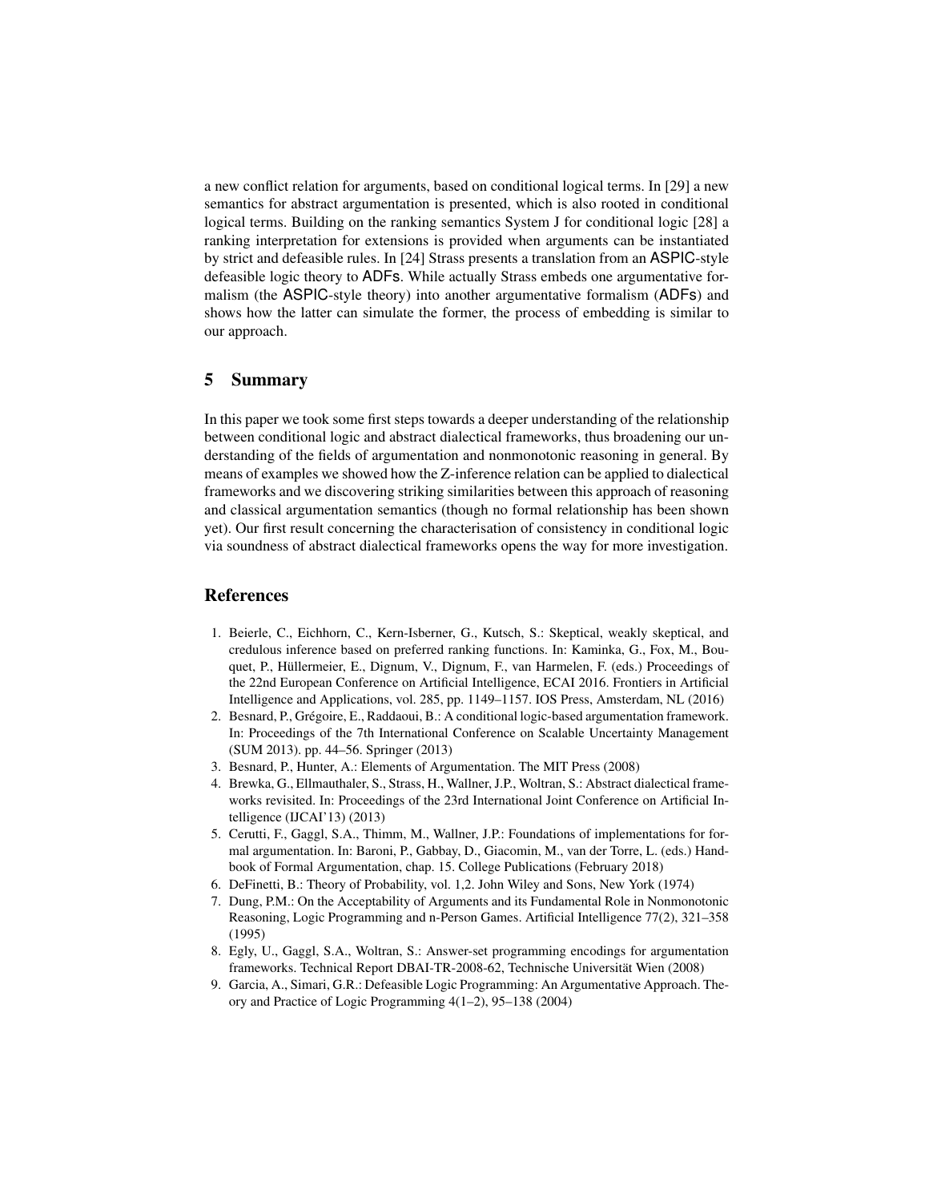a new conflict relation for arguments, based on conditional logical terms. In [29] a new semantics for abstract argumentation is presented, which is also rooted in conditional logical terms. Building on the ranking semantics System J for conditional logic [28] a ranking interpretation for extensions is provided when arguments can be instantiated by strict and defeasible rules. In [24] Strass presents a translation from an ASPIC-style defeasible logic theory to ADFs. While actually Strass embed one argumentative formalism (the ASPIC-style theory) into another argumentative formalism (ADFs) and shows how the latter can simulate the former, the process of embedding is similar to our approach.

## 5 Summary

In this paper we took some first steps towards a deeper understanding of the relationship between conditional logic and abstract dialectical frameworks, thus broadening our understanding of the fields of argumentation and nonmonotonic reasoning in general. By means of examples we showed how the Z-inference relation can be applied to dialectical frameworks and we discovering striking similarities between this approach of reasoning and classical argumentation semantics (though no formal relationship has been shown yet). Our first result concerning the characterisation of consistency in conditional logic via soundness of abstract dialectical frameworks opens the way for more investigation.

## References

1. Beierle, C., Eichhorn, C., Kern-Isberner, G., Kutsch, S.: Skeptical, weakly skeptical, and credulous inference based on preferred ranking functions. In: Kaminka, G., Fox, M., Bouquet, P., Hüllermeier, E., Dignum, V., Dignum, F., van Harmelen, F. (eds.) Proceedings of the 22nd European Conference on Artificial Intelligence, ECAI 2016. Frontiers in Artificial Intelligence and Applications, vol. 285, pp. 1149–1157. IOS Press, Amsterdam, NL (2016)
2. Besnard, P., Grégoire, E., Raddaoui, B.: A conditional logic-based argumentation framework. In: Proceedings of the 7th International Conference on Scalable Uncertainty Management (SUM 2013). pp. 44–56. Springer (2013)
3. Besnard, P., Hunter, A.: Elements of Argumentation. The MIT Press (2008)
4. Brewka, G., Ellmauthaler, S., Strass, H., Wallner, J.P., Woltran, S.: Abstract dialectical frameworks revisited. In: Proceedings of the 23rd International Joint Conference on Artificial Intelligence (IJCAI'13) (2013)
5. Cerutti, F., Gaggl, S.A., Thimm, M., Wallner, J.P.: Foundations of implementations for formal argumentation. In: Baroni, P., Gabbay, D., Giacomin, M., van der Torre, L. (eds.) Handbook of Formal Argumentation, chap. 15. College Publications (February 2018)
6. DeFinetti, B.: Theory of Probability, vol. 1,2. John Wiley and Sons, New York (1974)
7. Dung, P.M.: On the Acceptability of Arguments and its Fundamental Role in Nonmonotonic Reasoning, Logic Programming and n-Person Games. Artificial Intelligence 77(2), 321–358 (1995)
8. Egly, U., Gaggl, S.A., Woltran, S.: Answer-set programming encodings for argumentation frameworks. Technical Report DBAI-TR-2008-62, Technische Universität Wien (2008)
9. Garcia, A., Simari, G.R.: Defeasible Logic Programming: An Argumentative Approach. Theory and Practice of Logic Programming 4(1–2), 95–138 (2004)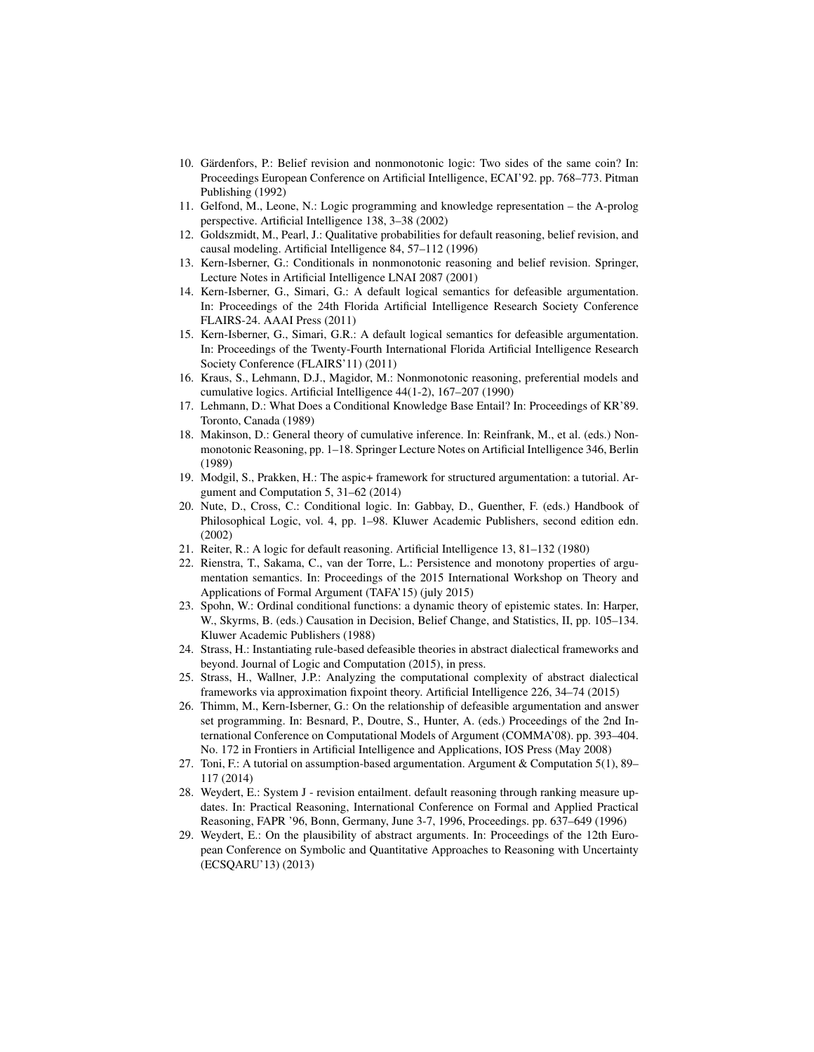10. Gärdenfors, P.: Belief revision and nonmonotonic logic: Two sides of the same coin? In: Proceedings European Conference on Artificial Intelligence, ECAI'92. pp. 768–773. Pitman Publishing (1992)
11. Gelfond, M., Leone, N.: Logic programming and knowledge representation – the A-prolog perspective. Artificial Intelligence 138, 3–38 (2002)
12. Goldszmidt, M., Pearl, J.: Qualitative probabilities for default reasoning, belief revision, and causal modeling. Artificial Intelligence 84, 57–112 (1996)
13. Kern-Isberner, G.: Conditionals in nonmonotonic reasoning and belief revision. Springer, Lecture Notes in Artificial Intelligence LNAI 2087 (2001)
14. Kern-Isberner, G., Simari, G.: A default logical semantics for defeasible argumentation. In: Proceedings of the 24th Florida Artificial Intelligence Research Society Conference FLAIRS-24. AAAI Press (2011)
15. Kern-Isberner, G., Simari, G.R.: A default logical semantics for defeasible argumentation. In: Proceedings of the Twenty-Fourth International Florida Artificial Intelligence Research Society Conference (FLAIRS'11) (2011)
16. Kraus, S., Lehmann, D.J., Magidor, M.: Nonmonotonic reasoning, preferential models and cumulative logics. Artificial Intelligence 44(1-2), 167–207 (1990)
17. Lehmann, D.: What Does a Conditional Knowledge Base Entail? In: Proceedings of KR'89. Toronto, Canada (1989)
18. Makinson, D.: General theory of cumulative inference. In: Reinfrank, M., et al. (eds.) Nonmonotonic Reasoning, pp. 1–18. Springer Lecture Notes on Artificial Intelligence 346, Berlin (1989)
19. Modgil, S., Prakken, H.: The aspic+ framework for structured argumentation: a tutorial. Argument and Computation 5, 31–62 (2014)
20. Nute, D., Cross, C.: Conditional logic. In: Gabbay, D., Guenther, F. (eds.) Handbook of Philosophical Logic, vol. 4, pp. 1–98. Kluwer Academic Publishers, second edition edn. (2002)
21. Reiter, R.: A logic for default reasoning. Artificial Intelligence 13, 81–132 (1980)
22. Rienstra, T., Sakama, C., van der Torre, L.: Persistence and monotony properties of argumentation semantics. In: Proceedings of the 2015 International Workshop on Theory and Applications of Formal Argument (TAFA'15) (july 2015)
23. Spohn, W.: Ordinal conditional functions: a dynamic theory of epistemic states. In: Harper, W., Skyrms, B. (eds.) Causation in Decision, Belief Change, and Statistics, II, pp. 105–134. Kluwer Academic Publishers (1988)
24. Strass, H.: Instantiating rule-based defeasible theories in abstract dialectical frameworks and beyond. Journal of Logic and Computation (2015), in press.
25. Strass, H., Wallner, J.P.: Analyzing the computational complexity of abstract dialectical frameworks via approximation fixpoint theory. Artificial Intelligence 226, 34–74 (2015)
26. Thimm, M., Kern-Isberner, G.: On the relationship of defeasible argumentation and answer set programming. In: Besnard, P., Doutre, S., Hunter, A. (eds.) Proceedings of the 2nd International Conference on Computational Models of Argument (COMMA'08). pp. 393–404. No. 172 in Frontiers in Artificial Intelligence and Applications, IOS Press (May 2008)
27. Toni, F.: A tutorial on assumption-based argumentation. Argument & Computation 5(1), 89–117 (2014)
28. Weydert, E.: System J - revision entailment. default reasoning through ranking measure updates. In: Practical Reasoning, International Conference on Formal and Applied Practical Reasoning, FAPR '96, Bonn, Germany, June 3-7, 1996, Proceedings. pp. 637–649 (1996)
29. Weydert, E.: On the plausibility of abstract arguments. In: Proceedings of the 12th European Conference on Symbolic and Quantitative Approaches to Reasoning with Uncertainty (ECSQARU'13) (2013)